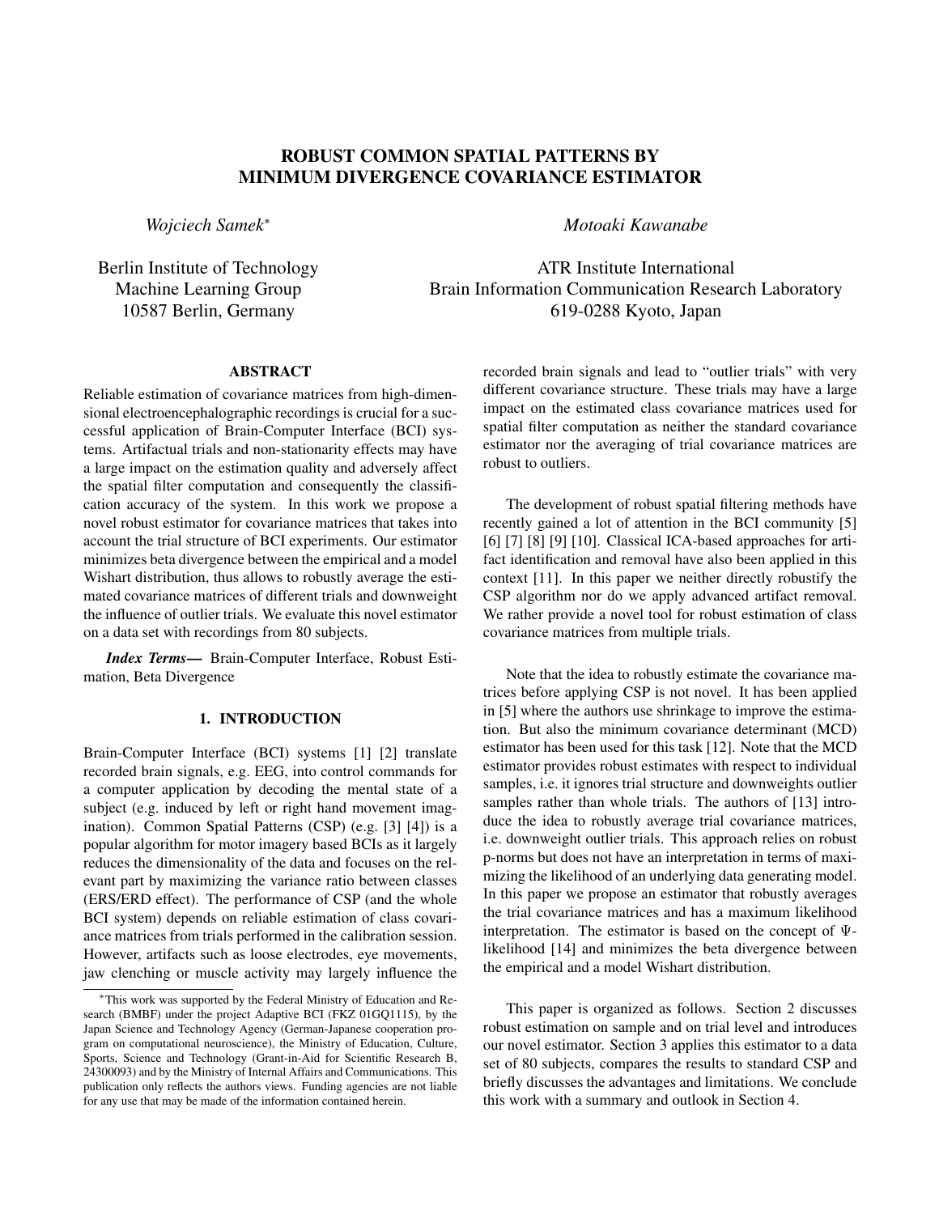# ROBUST COMMON SPATIAL PATTERNS BY MINIMUM DIVERGENCE COVARIANCE ESTIMATOR

*Wojciech Samek*[*]

Berlin Institute of Technology
Machine Learning Group
10587 Berlin, Germany

*Motoaki Kawanabe*

ATR Institute International
Brain Information Communication Research Laboratory
619-0288 Kyoto, Japan

## ABSTRACT

Reliable estimation of covariance matrices from high-dimensional electroencephalographic recordings is crucial for a successful application of Brain-Computer Interface (BCI) systems. Artifactual trials and non-stationarity effects may have a large impact on the estimation quality and adversely affect the spatial filter computation and consequently the classification accuracy of the system. In this work we propose a novel robust estimator for covariance matrices that takes into account the trial structure of BCI experiments. Our estimator minimizes beta divergence between the empirical and a model Wishart distribution, thus allows to robustly average the estimated covariance matrices of different trials and downweight the influence of outlier trials. We evaluate this novel estimator on a data set with recordings from 80 subjects.

***Index Terms*—** Brain-Computer Interface, Robust Estimation, Beta Divergence

## 1. INTRODUCTION

Brain-Computer Interface (BCI) systems [1] [2] translate recorded brain signals, e.g. EEG, into control commands for a computer application by decoding the mental state of a subject (e.g. induced by left or right hand movement imagination). Common Spatial Patterns (CSP) (e.g. [3] [4]) is a popular algorithm for motor imagery based BCIs as it largely reduces the dimensionality of the data and focuses on the relevant part by maximizing the variance ratio between classes (ERS/ERD effect). The performance of CSP (and the whole BCI system) depends on reliable estimation of class covariance matrices from trials performed in the calibration session. However, artifacts such as loose electrodes, eye movements, jaw clenching or muscle activity may largely influence the recorded brain signals and lead to "outlier trials" with very different covariance structure. These trials may have a large impact on the estimated class covariance matrices used for spatial filter computation as neither the standard covariance estimator nor the averaging of trial covariance matrices are robust to outliers.

The development of robust spatial filtering methods have recently gained a lot of attention in the BCI community [5] [6] [7] [8] [9] [10]. Classical ICA-based approaches for artifact identification and removal have also been applied in this context [11]. In this paper we neither directly robustify the CSP algorithm nor do we apply advanced artifact removal. We rather provide a novel tool for robust estimation of class covariance matrices from multiple trials.

Note that the idea to robustly estimate the covariance matrices before applying CSP is not novel. It has been applied in [5] where the authors use shrinkage to improve the estimation. But also the minimum covariance determinant (MCD) estimator has been used for this task [12]. Note that the MCD estimator provides robust estimates with respect to individual samples, i.e. it ignores trial structure and downweights outlier samples rather than whole trials. The authors of [13] introduce the idea to robustly average trial covariance matrices, i.e. downweight outlier trials. This approach relies on robust p-norms but does not have an interpretation in terms of maximizing the likelihood of an underlying data generating model. In this paper we propose an estimator that robustly averages the trial covariance matrices and has a maximum likelihood interpretation. The estimator is based on the concept of $\Psi$-likelihood [14] and minimizes the beta divergence between the empirical and a model Wishart distribution.

This paper is organized as follows. Section 2 discusses robust estimation on sample and on trial level and introduces our novel estimator. Section 3 applies this estimator to a data set of 80 subjects, compares the results to standard CSP and briefly discusses the advantages and limitations. We conclude this work with a summary and outlook in Section 4.

[*] This work was supported by the Federal Ministry of Education and Research (BMBF) under the project Adaptive BCI (FKZ 01GQ1115), by the Japan Science and Technology Agency (German-Japanese cooperation program on computational neuroscience), the Ministry of Education, Culture, Sports, Science and Technology (Grant-in-Aid for Scientific Research B, 24300093) and by the Ministry of Internal Affairs and Communications. This publication only reflects the authors views. Funding agencies are not liable for any use that may be made of the information contained herein.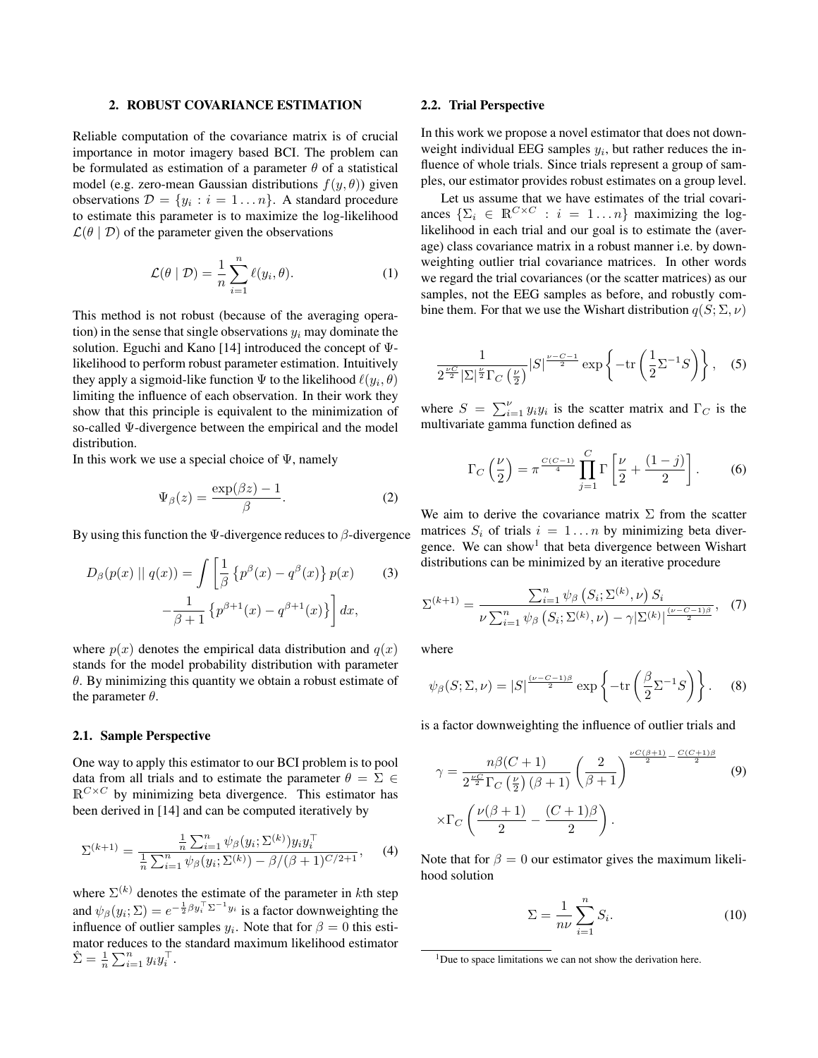## 2. ROBUST COVARIANCE ESTIMATION

Reliable computation of the covariance matrix is of crucial importance in motor imagery based BCI. The problem can be formulated as estimation of a parameter $\theta$ of a statistical model (e.g. zero-mean Gaussian distributions $f(y, \theta)$) given observations $\mathcal{D} = \{y_i : i = 1 \ldots n\}$. A standard procedure to estimate this parameter is to maximize the log-likelihood $\mathcal{L}(\theta \mid \mathcal{D})$ of the parameter given the observations

$$\mathcal{L}(\theta \mid \mathcal{D}) = \frac{1}{n} \sum_{i=1}^{n} \ell(y_i, \theta). \tag{1}$$

This method is not robust (because of the averaging operation) in the sense that single observations $y_i$ may dominate the solution. Eguchi and Kano [14] introduced the concept of $\Psi$-likelihood to perform robust parameter estimation. Intuitively they apply a sigmoid-like function $\Psi$ to the likelihood $\ell(y_i, \theta)$ limiting the influence of each observation. In their work they show that this principle is equivalent to the minimization of so-called $\Psi$-divergence between the empirical and the model distribution.

In this work we use a special choice of $\Psi$, namely

$$\Psi_\beta(z) = \frac{\exp(\beta z) - 1}{\beta}. \tag{2}$$

By using this function the $\Psi$-divergence reduces to $\beta$-divergence

$$D_\beta(p(x) \mid\mid q(x)) = \int \left[ \frac{1}{\beta} \left\{ p^\beta(x) - q^\beta(x) \right\} p(x) - \frac{1}{\beta+1} \left\{ p^{\beta+1}(x) - q^{\beta+1}(x) \right\} \right] dx, \tag{3}$$

where $p(x)$ denotes the empirical data distribution and $q(x)$ stands for the model probability distribution with parameter $\theta$. By minimizing this quantity we obtain a robust estimate of the parameter $\theta$.

### 2.1. Sample Perspective

One way to apply this estimator to our BCI problem is to pool data from all trials and to estimate the parameter $\theta = \Sigma \in \mathbb{R}^{C \times C}$ by minimizing beta divergence. This estimator has been derived in [14] and can be computed iteratively by

$$\Sigma^{(k+1)} = \frac{\frac{1}{n} \sum_{i=1}^{n} \psi_\beta(y_i; \Sigma^{(k)}) y_i y_i^\top}{\frac{1}{n} \sum_{i=1}^{n} \psi_\beta(y_i; \Sigma^{(k)}) - \beta/(\beta+1)^{C/2+1}}, \tag{4}$$

where $\Sigma^{(k)}$ denotes the estimate of the parameter in $k$th step and $\psi_\beta(y_i; \Sigma) = e^{-\frac{1}{2}\beta y_i^\top \Sigma^{-1} y_i}$ is a factor downweighting the influence of outlier samples $y_i$. Note that for $\beta = 0$ this estimator reduces to the standard maximum likelihood estimator $\hat{\Sigma} = \frac{1}{n} \sum_{i=1}^{n} y_i y_i^\top$.

### 2.2. Trial Perspective

In this work we propose a novel estimator that does not downweight individual EEG samples $y_i$, but rather reduces the influence of whole trials. Since trials represent a group of samples, our estimator provides robust estimates on a group level.

Let us assume that we have estimates of the trial covariances $\{\Sigma_i \in \mathbb{R}^{C \times C} : i = 1 \ldots n\}$ maximizing the log-likelihood in each trial and our goal is to estimate the (average) class covariance matrix in a robust manner i.e. by downweighting outlier trial covariance matrices. In other words we regard the trial covariances (or the scatter matrices) as our samples, not the EEG samples as before, and robustly combine them. For that we use the Wishart distribution $q(S; \Sigma, \nu)$

$$\frac{1}{2^{\frac{\nu C}{2}} |\Sigma|^{\frac{\nu}{2}} \Gamma_C\left(\frac{\nu}{2}\right)} |S|^{\frac{\nu - C - 1}{2}} \exp\left\{ -\mathrm{tr}\left( \frac{1}{2} \Sigma^{-1} S \right) \right\}, \tag{5}$$

where $S = \sum_{i=1}^{\nu} y_i y_i$ is the scatter matrix and $\Gamma_C$ is the multivariate gamma function defined as

$$\Gamma_C\left(\frac{\nu}{2}\right) = \pi^{\frac{C(C-1)}{4}} \prod_{j=1}^{C} \Gamma\left[ \frac{\nu}{2} + \frac{(1-j)}{2} \right]. \tag{6}$$

We aim to derive the covariance matrix $\Sigma$ from the scatter matrices $S_i$ of trials $i = 1 \ldots n$ by minimizing beta divergence. We can show[1] that beta divergence between Wishart distributions can be minimized by an iterative procedure

$$\Sigma^{(k+1)} = \frac{\sum_{i=1}^{n} \psi_\beta\left(S_i; \Sigma^{(k)}, \nu\right) S_i}{\nu \sum_{i=1}^{n} \psi_\beta\left(S_i; \Sigma^{(k)}, \nu\right) - \gamma |\Sigma^{(k)}|^{\frac{(\nu - C - 1)\beta}{2}}}, \tag{7}$$

where

$$\psi_\beta(S; \Sigma, \nu) = |S|^{\frac{(\nu - C - 1)\beta}{2}} \exp\left\{ -\mathrm{tr}\left( \frac{\beta}{2} \Sigma^{-1} S \right) \right\}. \tag{8}$$

is a factor downweighting the influence of outlier trials and

$$\gamma = \frac{n\beta(C+1)}{2^{\frac{\nu C}{2}} \Gamma_C\left(\frac{\nu}{2}\right)(\beta+1)} \left( \frac{2}{\beta+1} \right)^{\frac{\nu C(\beta+1)}{2} - \frac{C(C+1)\beta}{2}} \times \Gamma_C\left( \frac{\nu(\beta+1)}{2} - \frac{(C+1)\beta}{2} \right). \tag{9}$$

Note that for $\beta = 0$ our estimator gives the maximum likelihood solution

$$\Sigma = \frac{1}{n\nu} \sum_{i=1}^{n} S_i. \tag{10}$$

[1] Due to space limitations we can not show the derivation here.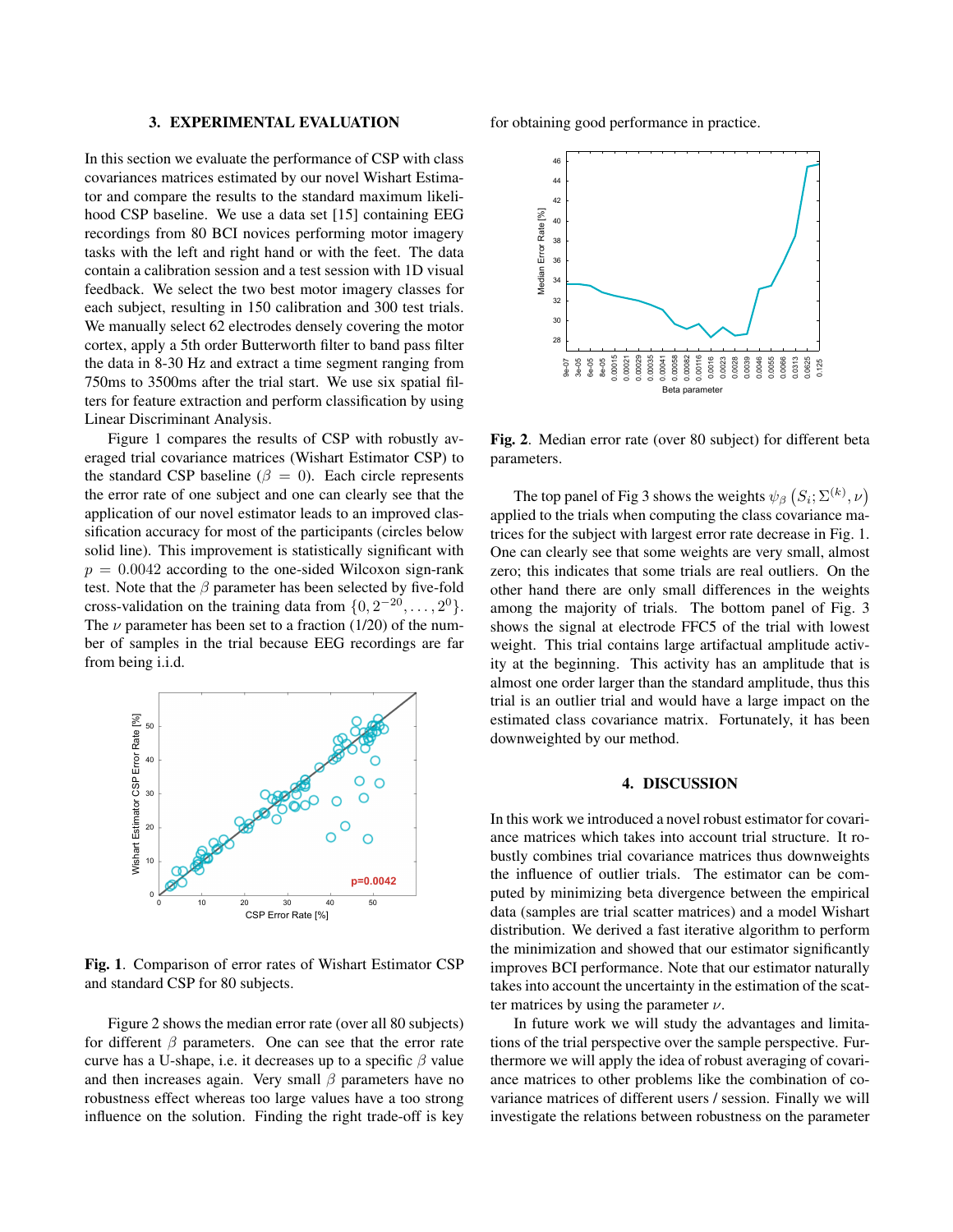## 3. EXPERIMENTAL EVALUATION

In this section we evaluate the performance of CSP with class covariances matrices estimated by our novel Wishart Estimator and compare the results to the standard maximum likelihood CSP baseline. We use a data set [15] containing EEG recordings from 80 BCI novices performing motor imagery tasks with the left and right hand or with the feet. The data contain a calibration session and a test session with 1D visual feedback. We select the two best motor imagery classes for each subject, resulting in 150 calibration and 300 test trials. We manually select 62 electrodes densely covering the motor cortex, apply a 5th order Butterworth filter to band pass filter the data in 8-30 Hz and extract a time segment ranging from 750ms to 3500ms after the trial start. We use six spatial filters for feature extraction and perform classification by using Linear Discriminant Analysis.

Figure 1 compares the results of CSP with robustly averaged trial covariance matrices (Wishart Estimator CSP) to the standard CSP baseline ($\beta = 0$). Each circle represents the error rate of one subject and one can clearly see that the application of our novel estimator leads to an improved classification accuracy for most of the participants (circles below solid line). This improvement is statistically significant with $p = 0.0042$ according to the one-sided Wilcoxon sign-rank test. Note that the $\beta$ parameter has been selected by five-fold cross-validation on the training data from $\{0, 2^{-20}, \ldots, 2^{0}\}$. The $\nu$ parameter has been set to a fraction (1/20) of the number of samples in the trial because EEG recordings are far from being i.i.d.

**Fig. 1**. Comparison of error rates of Wishart Estimator CSP and standard CSP for 80 subjects.

Figure 2 shows the median error rate (over all 80 subjects) for different $\beta$ parameters. One can see that the error rate curve has a U-shape, i.e. it decreases up to a specific $\beta$ value and then increases again. Very small $\beta$ parameters have no robustness effect whereas too large values have a too strong influence on the solution. Finding the right trade-off is key for obtaining good performance in practice.

**Fig. 2**. Median error rate (over 80 subject) for different beta parameters.

The top panel of Fig 3 shows the weights $\psi_\beta\left(S_i; \Sigma^{(k)}, \nu\right)$ applied to the trials when computing the class covariance matrices for the subject with largest error rate decrease in Fig. 1. One can clearly see that some weights are very small, almost zero; this indicates that some trials are real outliers. On the other hand there are only small differences in the weights among the majority of trials. The bottom panel of Fig. 3 shows the signal at electrode FFC5 of the trial with lowest weight. This trial contains large artifactual amplitude activity at the beginning. This activity has an amplitude that is almost one order larger than the standard amplitude, thus this trial is an outlier trial and would have a large impact on the estimated class covariance matrix. Fortunately, it has been downweighted by our method.

## 4. DISCUSSION

In this work we introduced a novel robust estimator for covariance matrices which takes into account trial structure. It robustly combines trial covariance matrices thus downweights the influence of outlier trials. The estimator can be computed by minimizing beta divergence between the empirical data (samples are trial scatter matrices) and a model Wishart distribution. We derived a fast iterative algorithm to perform the minimization and showed that our estimator significantly improves BCI performance. Note that our estimator naturally takes into account the uncertainty in the estimation of the scatter matrices by using the parameter $\nu$.

In future work we will study the advantages and limitations of the trial perspective over the sample perspective. Furthermore we will apply the idea of robust averaging of covariance matrices to other problems like the combination of covariance matrices of different users / session. Finally we will investigate the relations between robustness on the parameter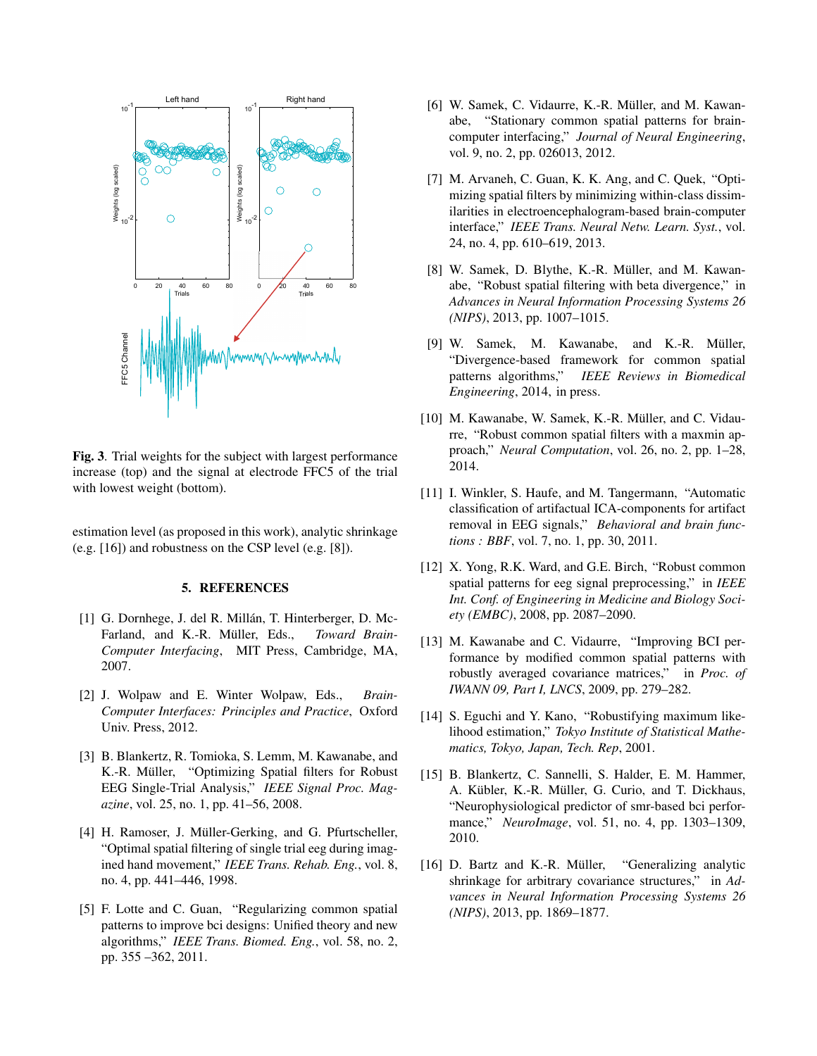Left hand

Right hand

$10^{-1}$

$10^{-2}$

Weights (log scaled)

0 20 40 60 80

Trials

FFC5 Channel

**Fig. 3**. Trial weights for the subject with largest performance increase (top) and the signal at electrode FFC5 of the trial with lowest weight (bottom).

estimation level (as proposed in this work), analytic shrinkage (e.g. [16]) and robustness on the CSP level (e.g. [8]).

## 5. REFERENCES

[1] G. Dornhege, J. del R. Millán, T. Hinterberger, D. McFarland, and K.-R. Müller, Eds., *Toward Brain-Computer Interfacing*, MIT Press, Cambridge, MA, 2007.

[2] J. Wolpaw and E. Winter Wolpaw, Eds., *Brain-Computer Interfaces: Principles and Practice*, Oxford Univ. Press, 2012.

[3] B. Blankertz, R. Tomioka, S. Lemm, M. Kawanabe, and K.-R. Müller, "Optimizing Spatial filters for Robust EEG Single-Trial Analysis," *IEEE Signal Proc. Magazine*, vol. 25, no. 1, pp. 41–56, 2008.

[4] H. Ramoser, J. Müller-Gerking, and G. Pfurtscheller, "Optimal spatial filtering of single trial eeg during imagined hand movement," *IEEE Trans. Rehab. Eng.*, vol. 8, no. 4, pp. 441–446, 1998.

[5] F. Lotte and C. Guan, "Regularizing common spatial patterns to improve bci designs: Unified theory and new algorithms," *IEEE Trans. Biomed. Eng.*, vol. 58, no. 2, pp. 355 –362, 2011.

[6] W. Samek, C. Vidaurre, K.-R. Müller, and M. Kawanabe, "Stationary common spatial patterns for brain-computer interfacing," *Journal of Neural Engineering*, vol. 9, no. 2, pp. 026013, 2012.

[7] M. Arvaneh, C. Guan, K. K. Ang, and C. Quek, "Optimizing spatial filters by minimizing within-class dissimilarities in electroencephalogram-based brain-computer interface," *IEEE Trans. Neural Netw. Learn. Syst.*, vol. 24, no. 4, pp. 610–619, 2013.

[8] W. Samek, D. Blythe, K.-R. Müller, and M. Kawanabe, "Robust spatial filtering with beta divergence," in *Advances in Neural Information Processing Systems 26 (NIPS)*, 2013, pp. 1007–1015.

[9] W. Samek, M. Kawanabe, and K.-R. Müller, "Divergence-based framework for common spatial patterns algorithms," *IEEE Reviews in Biomedical Engineering*, 2014, in press.

[10] M. Kawanabe, W. Samek, K.-R. Müller, and C. Vidaurre, "Robust common spatial filters with a maxmin approach," *Neural Computation*, vol. 26, no. 2, pp. 1–28, 2014.

[11] I. Winkler, S. Haufe, and M. Tangermann, "Automatic classification of artifactual ICA-components for artifact removal in EEG signals," *Behavioral and brain functions : BBF*, vol. 7, no. 1, pp. 30, 2011.

[12] X. Yong, R.K. Ward, and G.E. Birch, "Robust common spatial patterns for eeg signal preprocessing," in *IEEE Int. Conf. of Engineering in Medicine and Biology Society (EMBC)*, 2008, pp. 2087–2090.

[13] M. Kawanabe and C. Vidaurre, "Improving BCI performance by modified common spatial patterns with robustly averaged covariance matrices," in *Proc. of IWANN 09, Part I, LNCS*, 2009, pp. 279–282.

[14] S. Eguchi and Y. Kano, "Robustifying maximum likelihood estimation," *Tokyo Institute of Statistical Mathematics, Tokyo, Japan, Tech. Rep*, 2001.

[15] B. Blankertz, C. Sannelli, S. Halder, E. M. Hammer, A. Kübler, K.-R. Müller, G. Curio, and T. Dickhaus, "Neurophysiological predictor of smr-based bci performance," *NeuroImage*, vol. 51, no. 4, pp. 1303–1309, 2010.

[16] D. Bartz and K.-R. Müller, "Generalizing analytic shrinkage for arbitrary covariance structures," in *Advances in Neural Information Processing Systems 26 (NIPS)*, 2013, pp. 1869–1877.